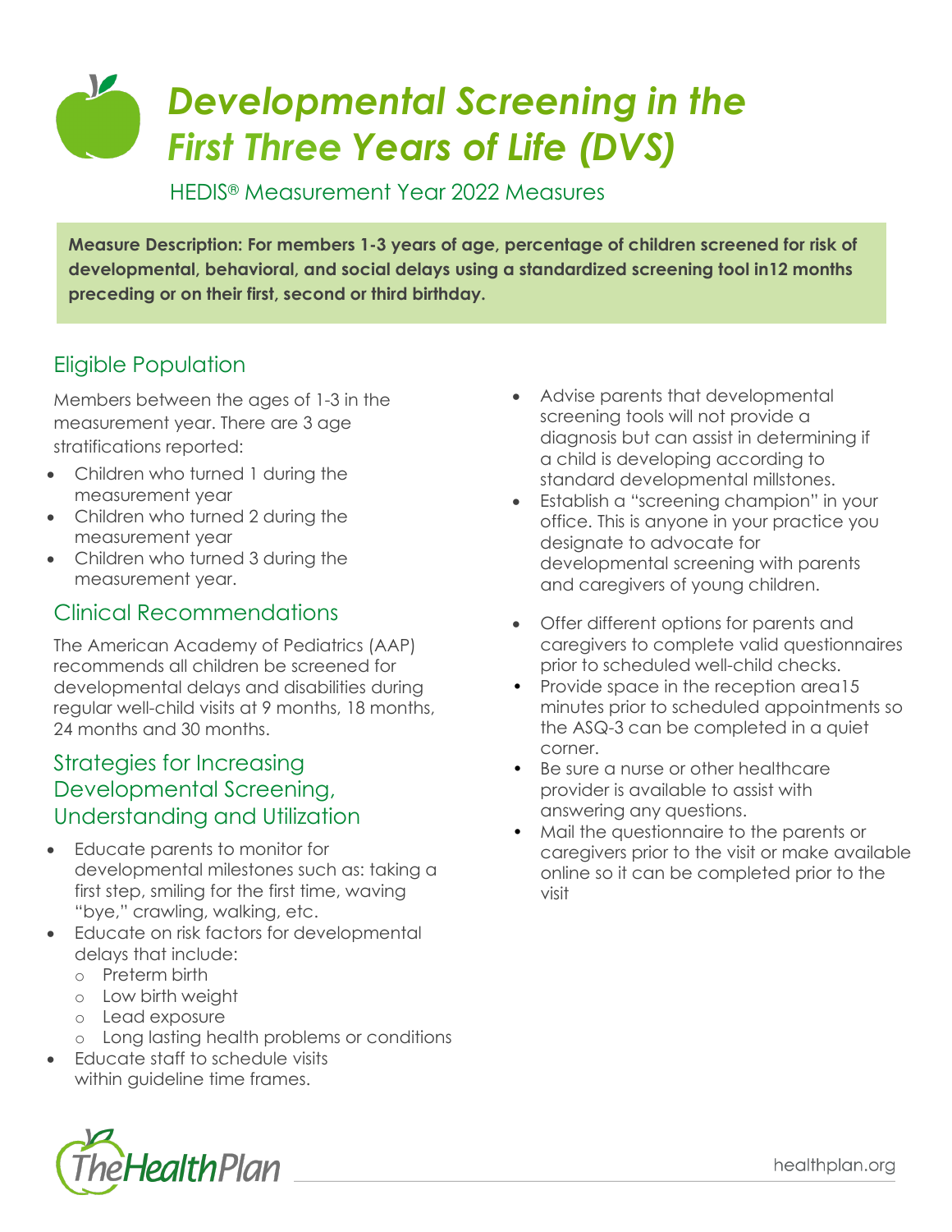# *Developmental Screening in the First Three Years of Life (DVS)*

HEDIS® Measurement Year 2022 Measures

**Measure Description: For members 1-3 years of age, percentage of children screened for risk of developmental, behavioral, and social delays using a standardized screening tool in12 months preceding or on their first, second or third birthday.**

## Eligible Population

Members between the ages of 1-3 in the measurement year. There are 3 age stratifications reported:

- Children who turned 1 during the measurement year
- Children who turned 2 during the measurement year
- Children who turned 3 during the measurement year.

## Clinical Recommendations

The American Academy of Pediatrics (AAP) recommends all children be screened for developmental delays and disabilities during regular well-child visits at 9 months, 18 months, 24 months and 30 months.

## Strategies for Increasing Developmental Screening, Understanding and Utilization

- Educate parents to monitor for developmental milestones such as: taking a first step, smiling for the first time, waving "bye," crawling, walking, etc.
- Educate on risk factors for developmental delays that include:
  - Preterm birth
  - Low birth weight
  - Lead exposure
  - Long lasting health problems or conditions
- Educate staff to schedule visits within guideline time frames.
- Advise parents that developmental screening tools will not provide a diagnosis but can assist in determining if a child is developing according to standard developmental millstones.
- Establish a "screening champion" in your office. This is anyone in your practice you designate to advocate for developmental screening with parents and caregivers of young children.
- Offer different options for parents and caregivers to complete valid questionnaires prior to scheduled well-child checks.
- Provide space in the reception area15 minutes prior to scheduled appointments so the ASQ-3 can be completed in a quiet corner.
- Be sure a nurse or other healthcare provider is available to assist with answering any questions.
- Mail the questionnaire to the parents or caregivers prior to the visit or make available online so it can be completed prior to the visit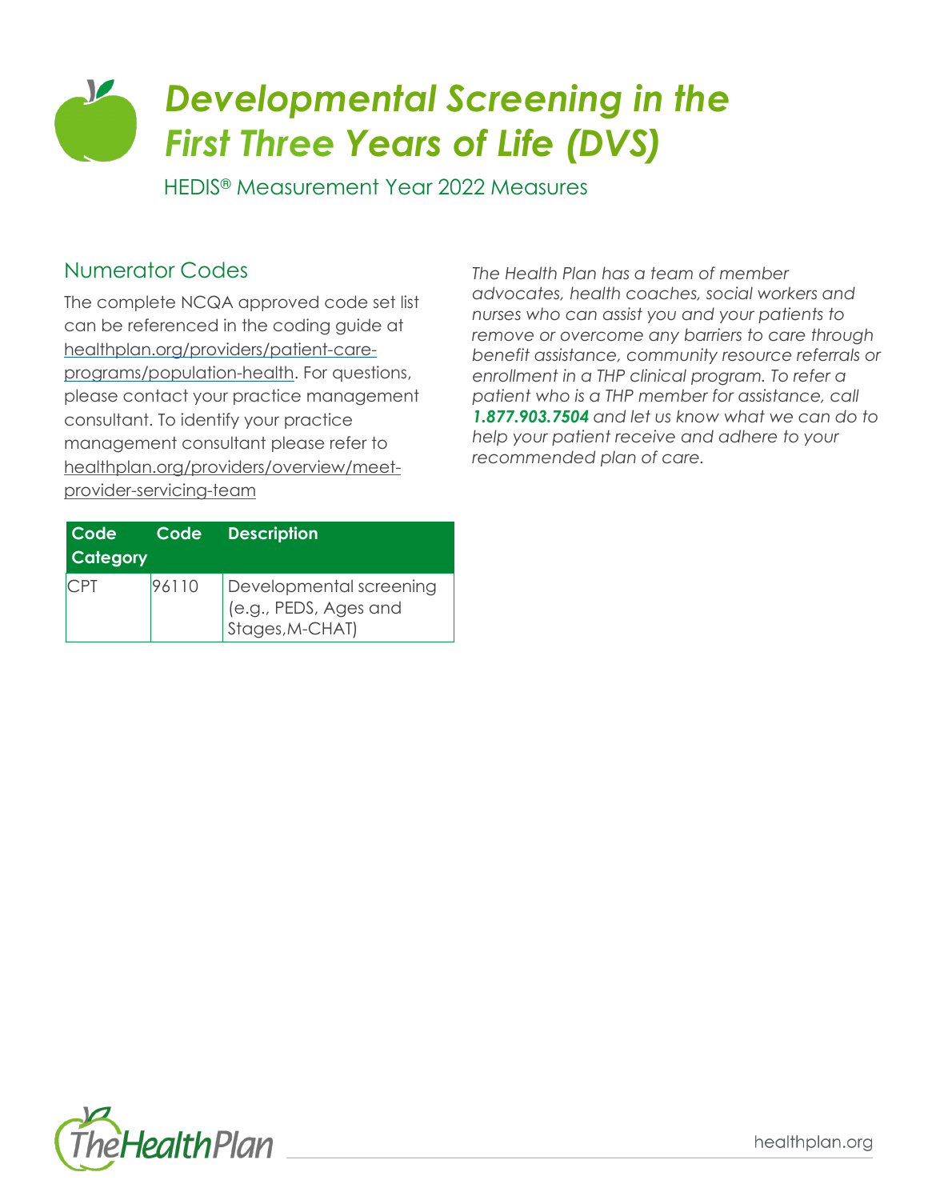# *Developmental Screening in the First Three Years of Life (DVS)*

HEDIS® Measurement Year 2022 Measures

## Numerator Codes

The complete NCQA approved code set list can be referenced in the coding guide at healthplan.org/providers/patient-care-programs/population-health. For questions, please contact your practice management consultant. To identify your practice management consultant please refer to healthplan.org/providers/overview/meet-provider-servicing-team

| Code Category | Code | Description |
| --- | --- | --- |
| CPT | 96110 | Developmental screening (e.g., PEDS, Ages and Stages,M-CHAT) |

*The Health Plan has a team of member advocates, health coaches, social workers and nurses who can assist you and your patients to remove or overcome any barriers to care through benefit assistance, community resource referrals or enrollment in a THP clinical program. To refer a patient who is a THP member for assistance, call **1.877.903.7504** and let us know what we can do to help your patient receive and adhere to your recommended plan of care.*